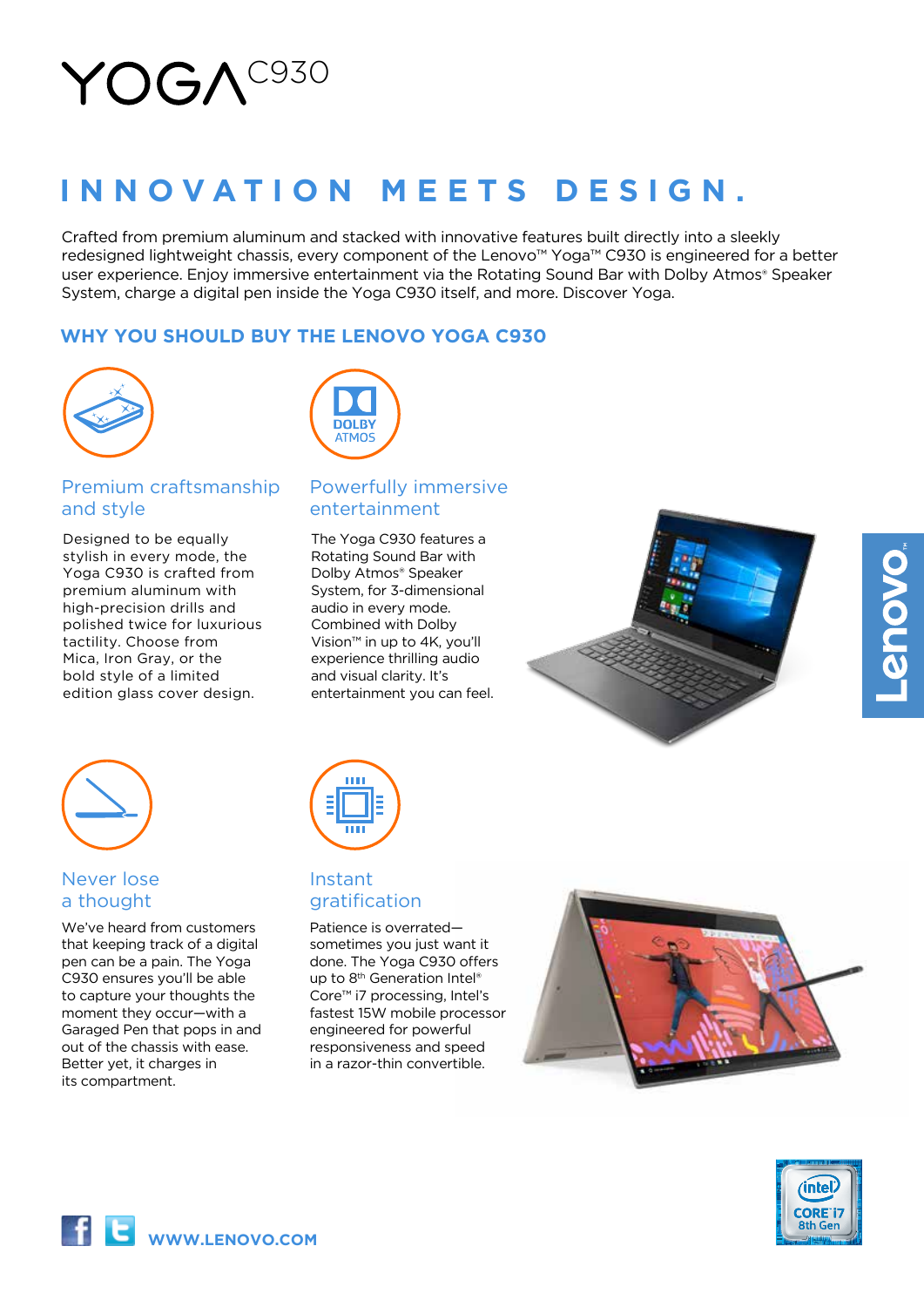# YOGA C930

## INNOVATION MEETS DESIGN.

Crafted from premium aluminum and stacked with innovative features built directly into a sleekly redesigned lightweight chassis, every component of the Lenovo™ Yoga™ C930 is engineered for a better user experience. Enjoy immersive entertainment via the Rotating Sound Bar with Dolby Atmos® Speaker System, charge a digital pen inside the Yoga C930 itself, and more. Discover Yoga.

### WHY YOU SHOULD BUY THE LENOVO YOGA C930

#### Premium craftsmanship and style

Designed to be equally stylish in every mode, the Yoga C930 is crafted from premium aluminum with high-precision drills and polished twice for luxurious tactility. Choose from Mica, Iron Gray, or the bold style of a limited edition glass cover design.

#### Powerfully immersive entertainment

The Yoga C930 features a Rotating Sound Bar with Dolby Atmos® Speaker System, for 3-dimensional audio in every mode. Combined with Dolby Vision™ in up to 4K, you'll experience thrilling audio and visual clarity. It's entertainment you can feel.

#### Never lose a thought

We've heard from customers that keeping track of a digital pen can be a pain. The Yoga C930 ensures you'll be able to capture your thoughts the moment they occur—with a Garaged Pen that pops in and out of the chassis with ease. Better yet, it charges in its compartment.

#### Instant gratification

Patience is overrated—sometimes you just want it done. The Yoga C930 offers up to 8th Generation Intel® Core™ i7 processing, Intel's fastest 15W mobile processor engineered for powerful responsiveness and speed in a razor-thin convertible.

WWW.LENOVO.COM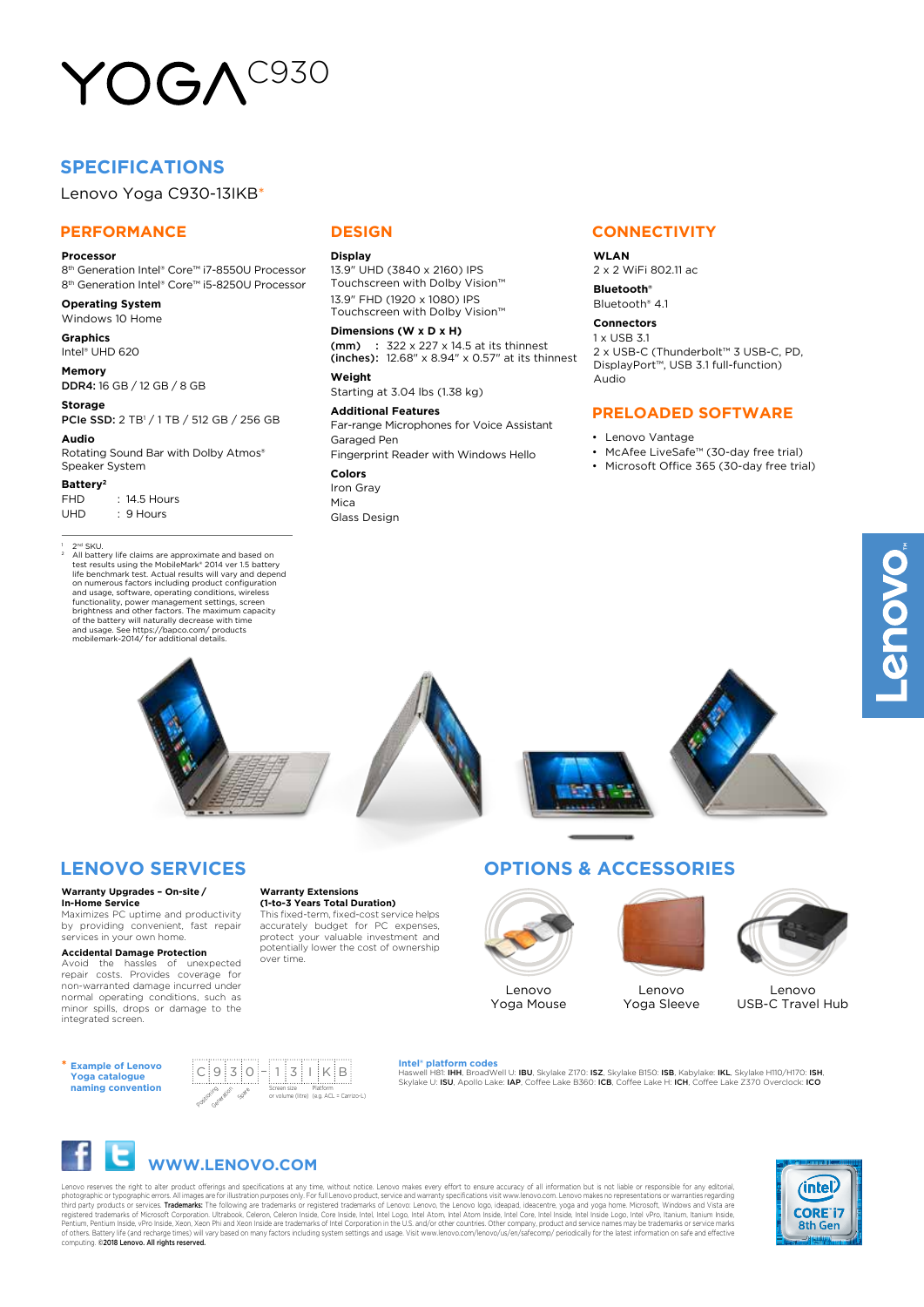# YOGA C930

## SPECIFICATIONS

Lenovo Yoga C930-13IKB*

## PERFORMANCE

**Processor**
8th Generation Intel® Core™ i7-8550U Processor
8th Generation Intel® Core™ i5-8250U Processor

**Operating System**
Windows 10 Home

**Graphics**
Intel® UHD 620

**Memory**
**DDR4:** 16 GB / 12 GB / 8 GB

**Storage**
**PCIe SSD:** 2 TB[1] / 1 TB / 512 GB / 256 GB

**Audio**
Rotating Sound Bar with Dolby Atmos® Speaker System

**Battery[2]**

| | |
|---|---|
| FHD | : 14.5 Hours |
| UHD | : 9 Hours |

[1] 2nd SKU.
[2] All battery life claims are approximate and based on test results using the MobileMark® 2014 ver 1.5 battery life benchmark test. Actual results will vary and depend on numerous factors including product configuration and usage, software, operating conditions, wireless functionality, power management settings, screen brightness and other factors. The maximum capacity of the battery will naturally decrease with time and usage. See https://bapco.com/ products mobilemark-2014/ for additional details.

## DESIGN

**Display**
13.9" UHD (3840 x 2160) IPS Touchscreen with Dolby Vision™
13.9" FHD (1920 x 1080) IPS Touchscreen with Dolby Vision™

**Dimensions (W x D x H)**
**(mm)** : 322 x 227 x 14.5 at its thinnest
**(inches):** 12.68" x 8.94" x 0.57" at its thinnest

**Weight**
Starting at 3.04 lbs (1.38 kg)

**Additional Features**
Far-range Microphones for Voice Assistant
Garaged Pen
Fingerprint Reader with Windows Hello

**Colors**
Iron Gray
Mica
Glass Design

## CONNECTIVITY

**WLAN**
2 x 2 WiFi 802.11 ac

**Bluetooth®**
Bluetooth® 4.1

**Connectors**
1 x USB 3.1
2 x USB-C (Thunderbolt™ 3 USB-C, PD, DisplayPort™, USB 3.1 full-function)
Audio

## PRELOADED SOFTWARE

- Lenovo Vantage
- McAfee LiveSafe™ (30-day free trial)
- Microsoft Office 365 (30-day free trial)

Lenovo

## LENOVO SERVICES

**Warranty Upgrades – On-site / In-Home Service**
Maximizes PC uptime and productivity by providing convenient, fast repair services in your own home.

**Accidental Damage Protection**
Avoid the hassles of unexpected repair costs. Provides coverage for non-warranted damage incurred under normal operating conditions, such as minor spills, drops or damage to the integrated screen.

**Warranty Extensions (1-to-3 Years Total Duration)**
This fixed-term, fixed-cost service helps accurately budget for PC expenses, protect your valuable investment and potentially lower the cost of ownership over time.

## OPTIONS & ACCESSORIES

Lenovo Yoga Mouse

Lenovo Yoga Sleeve

Lenovo USB-C Travel Hub

\* **Example of Lenovo Yoga catalogue naming convention**

C 9 3 0 - 1 3 I K B

Positioning, Generation, Spare, Screen size or volume (litre), Platform (e.g. ACL = Carrizo-L)

**Intel® platform codes**
Haswell H81: **IHH**, BroadWell U: **IBU**, Skylake Z170: **ISZ**, Skylake B150: **ISB**, Kabylake: **IKL**, Skylake H110/H170: **ISH**, Skylake U: **ISU**, Apollo Lake: **IAP**, Coffee Lake B360: **ICB**, Coffee Lake H: **ICH**, Coffee Lake Z370 Overclock: **ICO**

**WWW.LENOVO.COM**

Lenovo reserves the right to alter product offerings and specifications at any time, without notice. Lenovo makes every effort to ensure accuracy of all information but is not liable or responsible for any editorial, photographic or typographic errors. All images are for illustration purposes only. For full Lenovo product, service and warranty specifications visit www.lenovo.com. Lenovo makes no representations or warranties regarding third party products or services. **Trademarks:** The following are trademarks or registered trademarks of Lenovo: Lenovo, the Lenovo logo, ideapad, ideacentre, yoga and yoga home. Microsoft, Windows and Vista are registered trademarks of Microsoft Corporation. Ultrabook, Celeron, Celeron Inside, Core Inside, Intel, Intel Logo, Intel Atom, Intel Atom Inside, Intel Core, Intel Inside, Intel Inside Logo, Intel vPro, Itanium, Itanium Inside, Pentium, Pentium Inside, vPro Inside, Xeon, Xeon Phi and Xeon Inside are trademarks of Intel Corporation in the U.S. and/or other countries. Other company, product and service names may be trademarks or service marks of others. Battery life (and recharge times) will vary based on many factors including system settings and usage. Visit www.lenovo.com/lenovo/us/en/safecomp/ periodically for the latest information on safe and effective computing. **©2018 Lenovo. All rights reserved.**

intel CORE i7 8th Gen